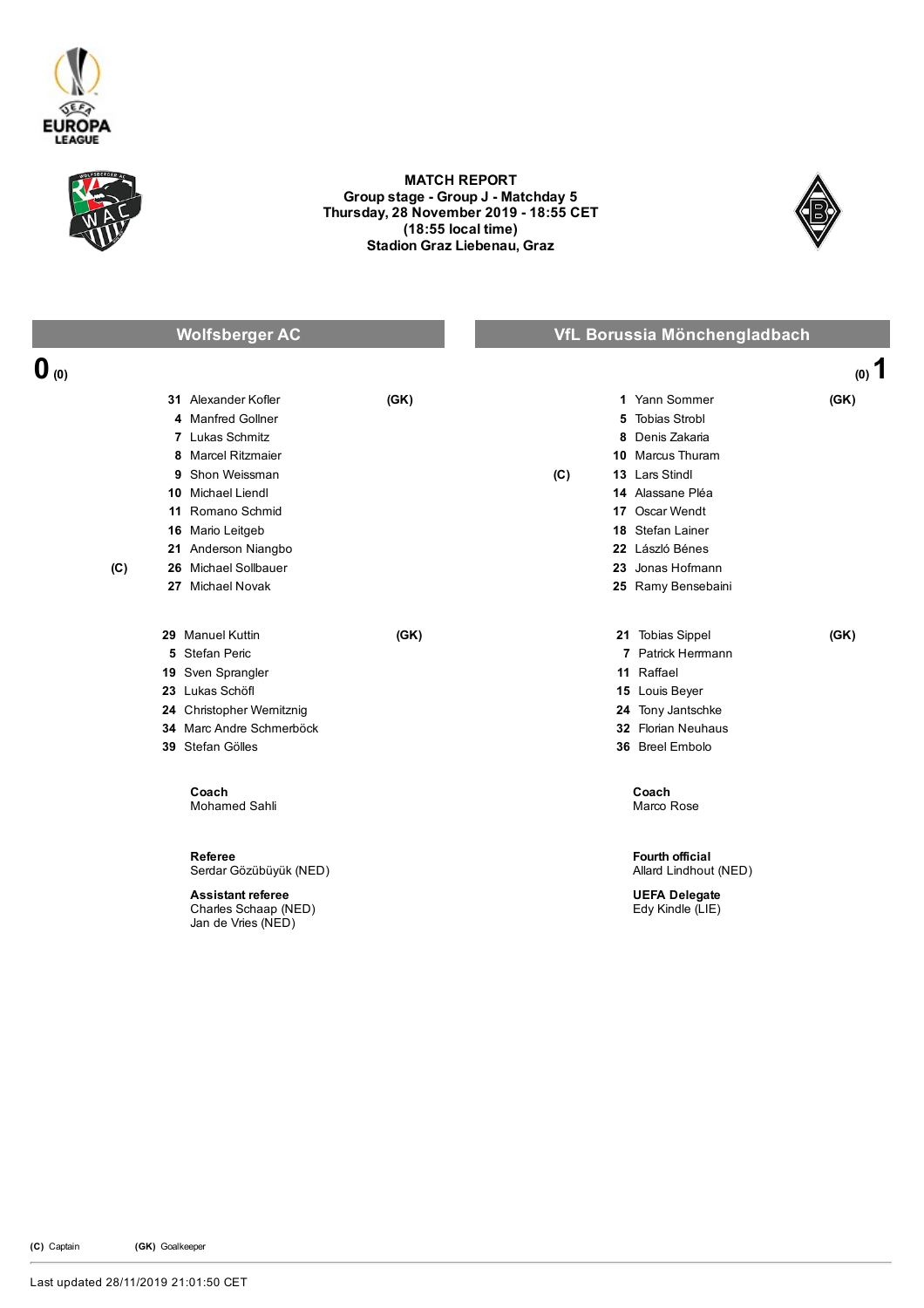# MATCH REPORT

**Group stage - Group J - Matchday 5**
**Thursday, 28 November 2019 - 18:55 CET**
**(18:55 local time)**
**Stadion Graz Liebenau, Graz**

| Wolfsberger AC | | | VfL Borussia Mönchengladbach | | |
|---|---|---|---|---|---|
| **0** (0) | | | | | (0) **1** |
| | **31** Alexander Kofler | **(GK)** | | **1** Yann Sommer | **(GK)** |
| | **4** Manfred Gollner | | | **5** Tobias Strobl | |
| | **7** Lukas Schmitz | | | **8** Denis Zakaria | |
| | **8** Marcel Ritzmaier | | | **10** Marcus Thuram | |
| | **9** Shon Weissman | | **(C)** | **13** Lars Stindl | |
| | **10** Michael Liendl | | | **14** Alassane Pléa | |
| | **11** Romano Schmid | | | **17** Oscar Wendt | |
| | **16** Mario Leitgeb | | | **18** Stefan Lainer | |
| | **21** Anderson Niangbo | | | **22** László Bénes | |
| **(C)** | **26** Michael Sollbauer | | | **23** Jonas Hofmann | |
| | **27** Michael Novak | | | **25** Ramy Bensebaini | |
| | | | | | |
| | **29** Manuel Kuttin | **(GK)** | | **21** Tobias Sippel | **(GK)** |
| | **5** Stefan Peric | | | **7** Patrick Herrmann | |
| | **19** Sven Sprangler | | | **11** Raffael | |
| | **23** Lukas Schöfl | | | **15** Louis Beyer | |
| | **24** Christopher Wernitznig | | | **24** Tony Jantschke | |
| | **34** Marc Andre Schmerböck | | | **32** Florian Neuhaus | |
| | **39** Stefan Gölles | | | **36** Breel Embolo | |

**Coach**
Mohamed Sahli

**Coach**
Marco Rose

**Referee**
Serdar Gözübüyük (NED)

**Assistant referee**
Charles Schaap (NED)
Jan de Vries (NED)

**Fourth official**
Allard Lindhout (NED)

**UEFA Delegate**
Edy Kindle (LIE)

**(C)** Captain **(GK)** Goalkeeper

Last updated 28/11/2019 21:01:50 CET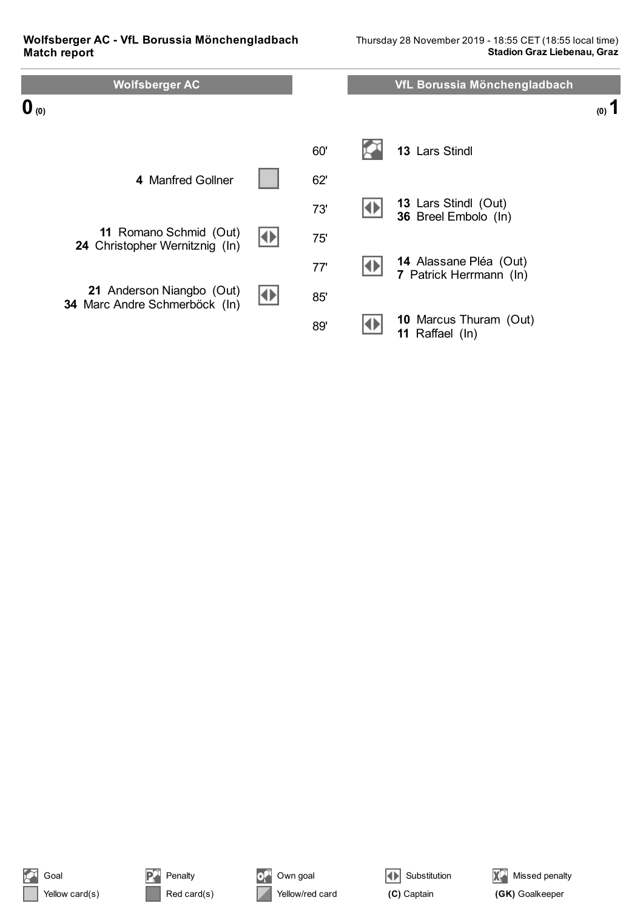**Wolfsberger AC - VfL Borussia Mönchengladbach**
**Match report**

Thursday 28 November 2019 - 18:55 CET (18:55 local time)
**Stadion Graz Liebenau, Graz**

| Wolfsberger AC | | Min | | VfL Borussia Mönchengladbach |
|---|---|---|---|---|
| **0** (0) | | | | (0) **1** |
| | | 60' | Goal | **13** Lars Stindl |
| **4** Manfred Gollner | Yellow card | 62' | | |
| | | 73' | Substitution | **13** Lars Stindl (Out) / **36** Breel Embolo (In) |
| **11** Romano Schmid (Out) / **24** Christopher Wernitznig (In) | Substitution | 75' | | |
| | | 77' | Substitution | **14** Alassane Pléa (Out) / **7** Patrick Herrmann (In) |
| **21** Anderson Niangbo (Out) / **34** Marc Andre Schmerböck (In) | Substitution | 85' | | |
| | | 89' | Substitution | **10** Marcus Thuram (Out) / **11** Raffael (In) |

Goal | Penalty | Own goal | Substitution | Missed penalty
Yellow card(s) | Red card(s) | Yellow/red card | **(C)** Captain | **(GK)** Goalkeeper